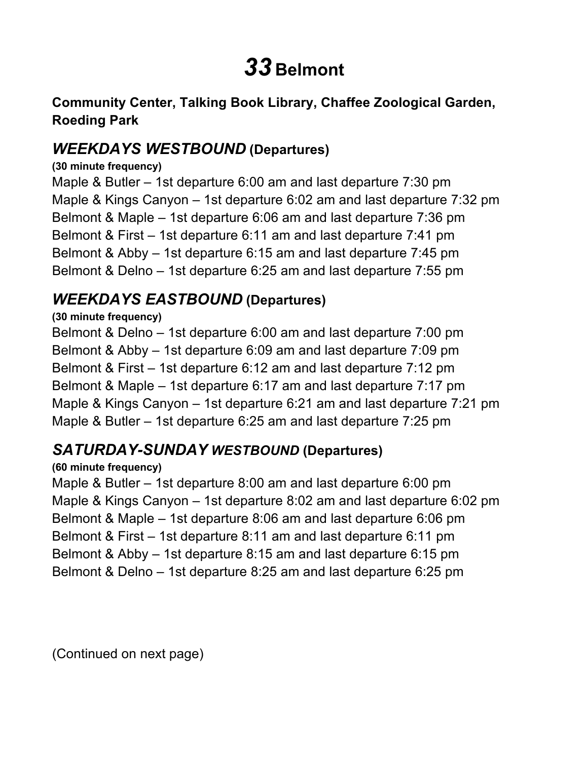# *33* Belmont

**Community Center, Talking Book Library, Chaffee Zoological Garden, Roeding Park**

## *WEEKDAYS WESTBOUND* (Departures)

**(30 minute frequency)**

Maple & Butler – 1st departure 6:00 am and last departure 7:30 pm
Maple & Kings Canyon – 1st departure 6:02 am and last departure 7:32 pm
Belmont & Maple – 1st departure 6:06 am and last departure 7:36 pm
Belmont & First – 1st departure 6:11 am and last departure 7:41 pm
Belmont & Abby – 1st departure 6:15 am and last departure 7:45 pm
Belmont & Delno – 1st departure 6:25 am and last departure 7:55 pm

## *WEEKDAYS EASTBOUND* (Departures)

**(30 minute frequency)**

Belmont & Delno – 1st departure 6:00 am and last departure 7:00 pm
Belmont & Abby – 1st departure 6:09 am and last departure 7:09 pm
Belmont & First – 1st departure 6:12 am and last departure 7:12 pm
Belmont & Maple – 1st departure 6:17 am and last departure 7:17 pm
Maple & Kings Canyon – 1st departure 6:21 am and last departure 7:21 pm
Maple & Butler – 1st departure 6:25 am and last departure 7:25 pm

## *SATURDAY-SUNDAY WESTBOUND* (Departures)

**(60 minute frequency)**

Maple & Butler – 1st departure 8:00 am and last departure 6:00 pm
Maple & Kings Canyon – 1st departure 8:02 am and last departure 6:02 pm
Belmont & Maple – 1st departure 8:06 am and last departure 6:06 pm
Belmont & First – 1st departure 8:11 am and last departure 6:11 pm
Belmont & Abby – 1st departure 8:15 am and last departure 6:15 pm
Belmont & Delno – 1st departure 8:25 am and last departure 6:25 pm

(Continued on next page)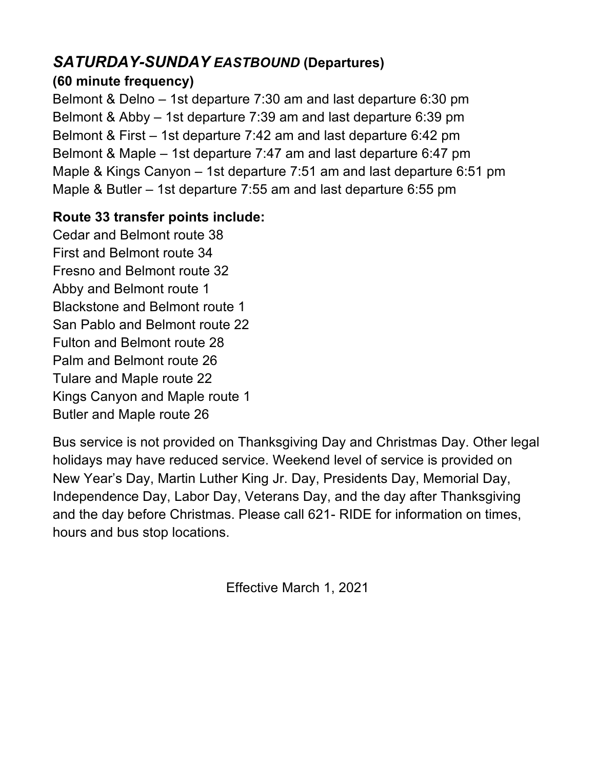## ***SATURDAY-SUNDAY EASTBOUND*** **(Departures)**

**(60 minute frequency)**

Belmont & Delno – 1st departure 7:30 am and last departure 6:30 pm
Belmont & Abby – 1st departure 7:39 am and last departure 6:39 pm
Belmont & First – 1st departure 7:42 am and last departure 6:42 pm
Belmont & Maple – 1st departure 7:47 am and last departure 6:47 pm
Maple & Kings Canyon – 1st departure 7:51 am and last departure 6:51 pm
Maple & Butler – 1st departure 7:55 am and last departure 6:55 pm

**Route 33 transfer points include:**

Cedar and Belmont route 38
First and Belmont route 34
Fresno and Belmont route 32
Abby and Belmont route 1
Blackstone and Belmont route 1
San Pablo and Belmont route 22
Fulton and Belmont route 28
Palm and Belmont route 26
Tulare and Maple route 22
Kings Canyon and Maple route 1
Butler and Maple route 26

Bus service is not provided on Thanksgiving Day and Christmas Day. Other legal holidays may have reduced service. Weekend level of service is provided on New Year's Day, Martin Luther King Jr. Day, Presidents Day, Memorial Day, Independence Day, Labor Day, Veterans Day, and the day after Thanksgiving and the day before Christmas. Please call 621- RIDE for information on times, hours and bus stop locations.

Effective March 1, 2021